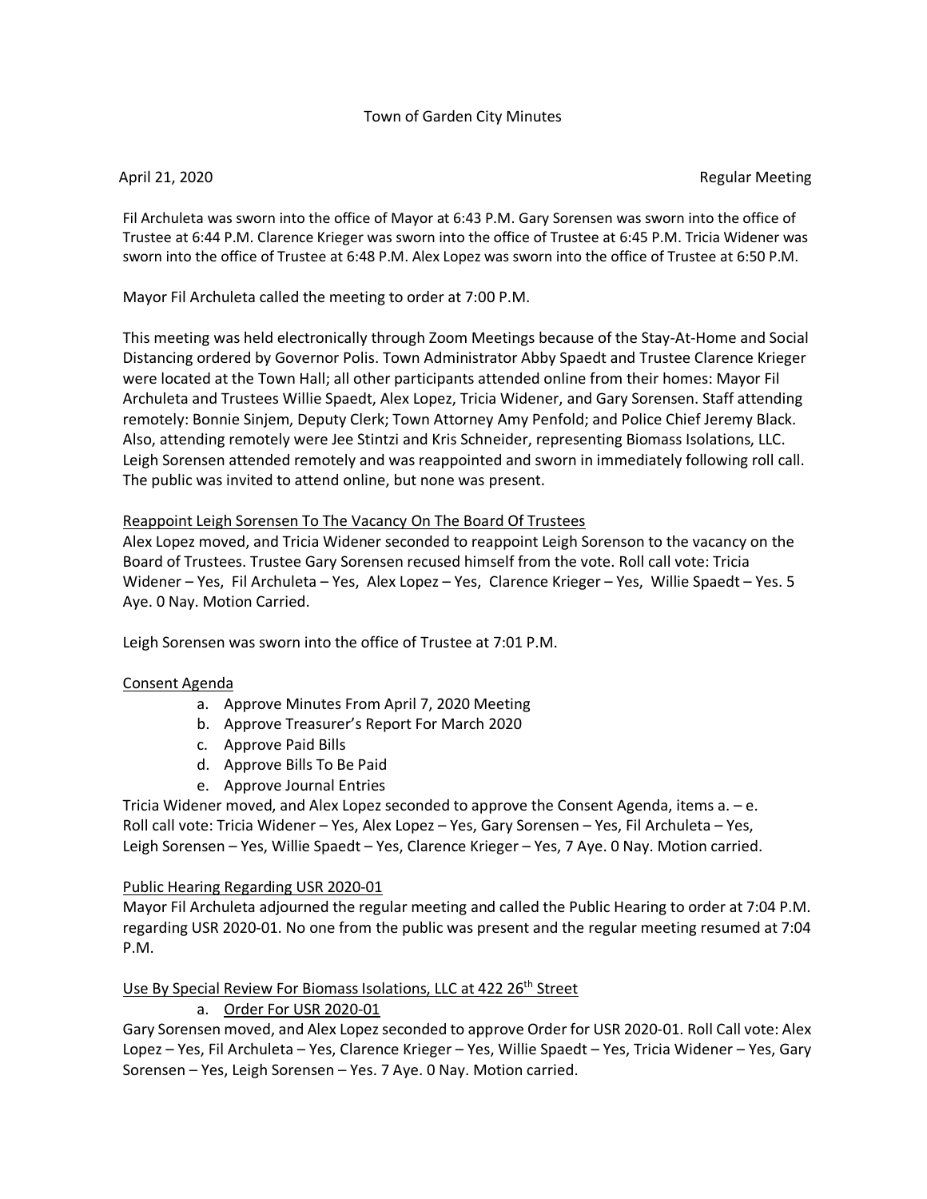Town of Garden City Minutes

April 21, 2020 Regular Meeting

Fil Archuleta was sworn into the office of Mayor at 6:43 P.M. Gary Sorensen was sworn into the office of Trustee at 6:44 P.M. Clarence Krieger was sworn into the office of Trustee at 6:45 P.M. Tricia Widener was sworn into the office of Trustee at 6:48 P.M. Alex Lopez was sworn into the office of Trustee at 6:50 P.M.

Mayor Fil Archuleta called the meeting to order at 7:00 P.M.

This meeting was held electronically through Zoom Meetings because of the Stay-At-Home and Social Distancing ordered by Governor Polis. Town Administrator Abby Spaedt and Trustee Clarence Krieger were located at the Town Hall; all other participants attended online from their homes: Mayor Fil Archuleta and Trustees Willie Spaedt, Alex Lopez, Tricia Widener, and Gary Sorensen. Staff attending remotely: Bonnie Sinjem, Deputy Clerk; Town Attorney Amy Penfold; and Police Chief Jeremy Black. Also, attending remotely were Jee Stintzi and Kris Schneider, representing Biomass Isolations, LLC. Leigh Sorensen attended remotely and was reappointed and sworn in immediately following roll call. The public was invited to attend online, but none was present.

Reappoint Leigh Sorensen To The Vacancy On The Board Of Trustees

Alex Lopez moved, and Tricia Widener seconded to reappoint Leigh Sorenson to the vacancy on the Board of Trustees. Trustee Gary Sorensen recused himself from the vote. Roll call vote: Tricia Widener – Yes, Fil Archuleta – Yes, Alex Lopez – Yes, Clarence Krieger – Yes, Willie Spaedt – Yes. 5 Aye. 0 Nay. Motion Carried.

Leigh Sorensen was sworn into the office of Trustee at 7:01 P.M.

Consent Agenda

a. Approve Minutes From April 7, 2020 Meeting
b. Approve Treasurer's Report For March 2020
c. Approve Paid Bills
d. Approve Bills To Be Paid
e. Approve Journal Entries

Tricia Widener moved, and Alex Lopez seconded to approve the Consent Agenda, items a. – e. Roll call vote: Tricia Widener – Yes, Alex Lopez – Yes, Gary Sorensen – Yes, Fil Archuleta – Yes, Leigh Sorensen – Yes, Willie Spaedt – Yes, Clarence Krieger – Yes, 7 Aye. 0 Nay. Motion carried.

Public Hearing Regarding USR 2020-01

Mayor Fil Archuleta adjourned the regular meeting and called the Public Hearing to order at 7:04 P.M. regarding USR 2020-01. No one from the public was present and the regular meeting resumed at 7:04 P.M.

Use By Special Review For Biomass Isolations, LLC at 422 26th Street

a. Order For USR 2020-01

Gary Sorensen moved, and Alex Lopez seconded to approve Order for USR 2020-01. Roll Call vote: Alex Lopez – Yes, Fil Archuleta – Yes, Clarence Krieger – Yes, Willie Spaedt – Yes, Tricia Widener – Yes, Gary Sorensen – Yes, Leigh Sorensen – Yes. 7 Aye. 0 Nay. Motion carried.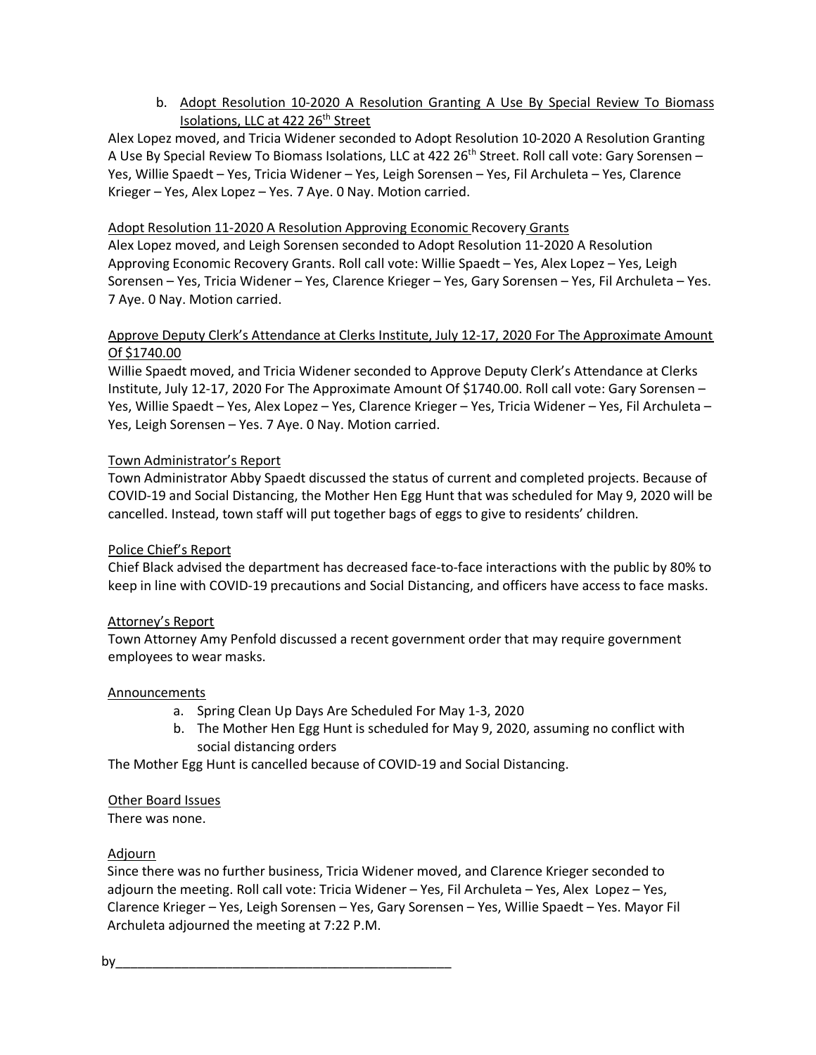b. Adopt Resolution 10-2020 A Resolution Granting A Use By Special Review To Biomass Isolations, LLC at 422 26th Street

Alex Lopez moved, and Tricia Widener seconded to Adopt Resolution 10-2020 A Resolution Granting A Use By Special Review To Biomass Isolations, LLC at 422 26th Street. Roll call vote: Gary Sorensen – Yes, Willie Spaedt – Yes, Tricia Widener – Yes, Leigh Sorensen – Yes, Fil Archuleta – Yes, Clarence Krieger – Yes, Alex Lopez – Yes. 7 Aye. 0 Nay. Motion carried.

Adopt Resolution 11-2020 A Resolution Approving Economic Recovery Grants

Alex Lopez moved, and Leigh Sorensen seconded to Adopt Resolution 11-2020 A Resolution Approving Economic Recovery Grants. Roll call vote: Willie Spaedt – Yes, Alex Lopez – Yes, Leigh Sorensen – Yes, Tricia Widener – Yes, Clarence Krieger – Yes, Gary Sorensen – Yes, Fil Archuleta – Yes. 7 Aye. 0 Nay. Motion carried.

Approve Deputy Clerk's Attendance at Clerks Institute, July 12-17, 2020 For The Approximate Amount Of $1740.00

Willie Spaedt moved, and Tricia Widener seconded to Approve Deputy Clerk's Attendance at Clerks Institute, July 12-17, 2020 For The Approximate Amount Of $1740.00. Roll call vote: Gary Sorensen – Yes, Willie Spaedt – Yes, Alex Lopez – Yes, Clarence Krieger – Yes, Tricia Widener – Yes, Fil Archuleta – Yes, Leigh Sorensen – Yes. 7 Aye. 0 Nay. Motion carried.

Town Administrator's Report

Town Administrator Abby Spaedt discussed the status of current and completed projects. Because of COVID-19 and Social Distancing, the Mother Hen Egg Hunt that was scheduled for May 9, 2020 will be cancelled. Instead, town staff will put together bags of eggs to give to residents' children.

Police Chief's Report

Chief Black advised the department has decreased face-to-face interactions with the public by 80% to keep in line with COVID-19 precautions and Social Distancing, and officers have access to face masks.

Attorney's Report

Town Attorney Amy Penfold discussed a recent government order that may require government employees to wear masks.

Announcements

a. Spring Clean Up Days Are Scheduled For May 1-3, 2020
b. The Mother Hen Egg Hunt is scheduled for May 9, 2020, assuming no conflict with social distancing orders

The Mother Egg Hunt is cancelled because of COVID-19 and Social Distancing.

Other Board Issues

There was none.

Adjourn

Since there was no further business, Tricia Widener moved, and Clarence Krieger seconded to adjourn the meeting. Roll call vote: Tricia Widener – Yes, Fil Archuleta – Yes, Alex Lopez – Yes, Clarence Krieger – Yes, Leigh Sorensen – Yes, Gary Sorensen – Yes, Willie Spaedt – Yes. Mayor Fil Archuleta adjourned the meeting at 7:22 P.M.

by_______________________________________________